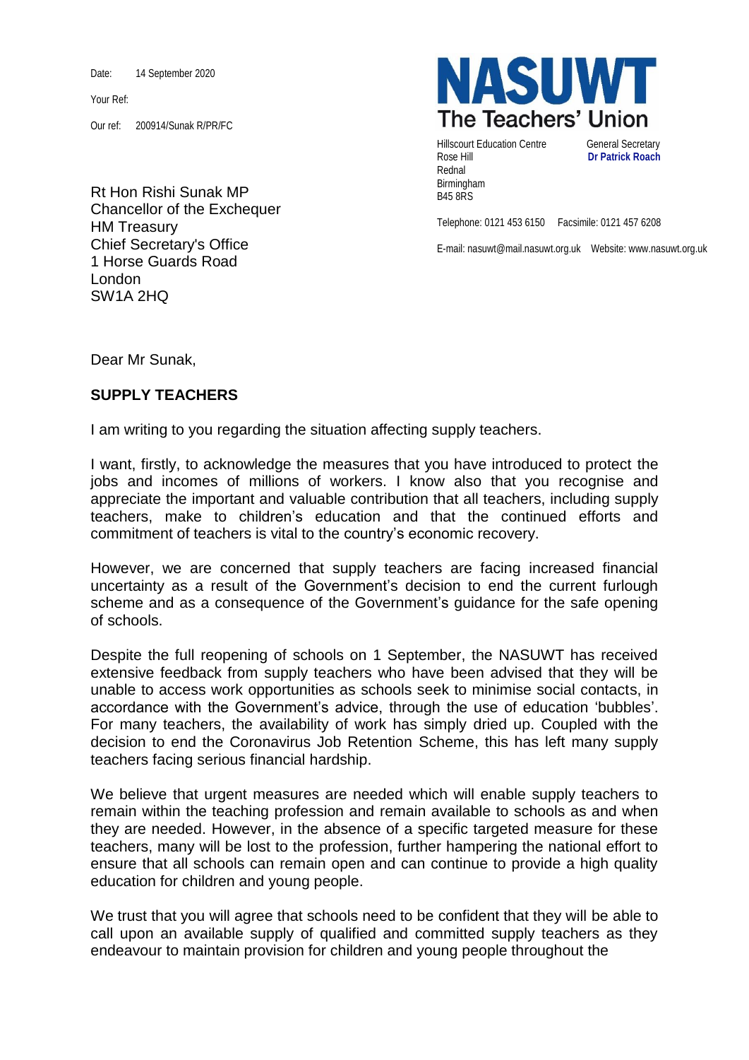Date: 14 September 2020

Your Ref:

Our ref: 200914/Sunak R/PR/FC

**NASUWT**
**The Teachers' Union**

Hillscourt Education Centre
Rose Hill
Rednal
Birmingham
B45 8RS

General Secretary
**Dr Patrick Roach**

Telephone: 0121 453 6150 Facsimile: 0121 457 6208

E-mail: nasuwt@mail.nasuwt.org.uk Website: www.nasuwt.org.uk

Rt Hon Rishi Sunak MP
Chancellor of the Exchequer
HM Treasury
Chief Secretary's Office
1 Horse Guards Road
London
SW1A 2HQ

Dear Mr Sunak,

**SUPPLY TEACHERS**

I am writing to you regarding the situation affecting supply teachers.

I want, firstly, to acknowledge the measures that you have introduced to protect the jobs and incomes of millions of workers. I know also that you recognise and appreciate the important and valuable contribution that all teachers, including supply teachers, make to children's education and that the continued efforts and commitment of teachers is vital to the country's economic recovery.

However, we are concerned that supply teachers are facing increased financial uncertainty as a result of the Government's decision to end the current furlough scheme and as a consequence of the Government's guidance for the safe opening of schools.

Despite the full reopening of schools on 1 September, the NASUWT has received extensive feedback from supply teachers who have been advised that they will be unable to access work opportunities as schools seek to minimise social contacts, in accordance with the Government's advice, through the use of education 'bubbles'. For many teachers, the availability of work has simply dried up. Coupled with the decision to end the Coronavirus Job Retention Scheme, this has left many supply teachers facing serious financial hardship.

We believe that urgent measures are needed which will enable supply teachers to remain within the teaching profession and remain available to schools as and when they are needed. However, in the absence of a specific targeted measure for these teachers, many will be lost to the profession, further hampering the national effort to ensure that all schools can remain open and can continue to provide a high quality education for children and young people.

We trust that you will agree that schools need to be confident that they will be able to call upon an available supply of qualified and committed supply teachers as they endeavour to maintain provision for children and young people throughout the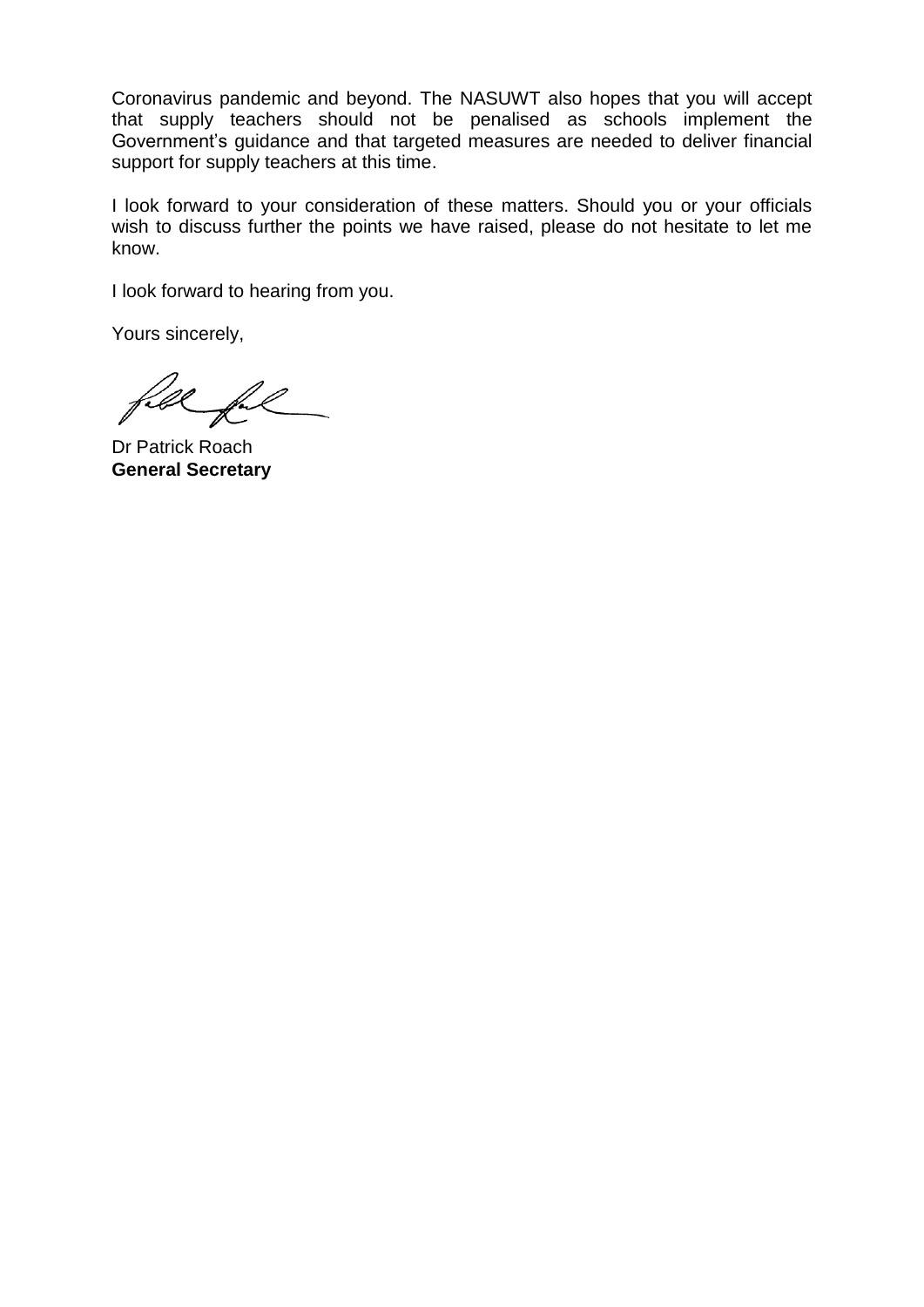Coronavirus pandemic and beyond. The NASUWT also hopes that you will accept that supply teachers should not be penalised as schools implement the Government's guidance and that targeted measures are needed to deliver financial support for supply teachers at this time.

I look forward to your consideration of these matters. Should you or your officials wish to discuss further the points we have raised, please do not hesitate to let me know.

I look forward to hearing from you.

Yours sincerely,

Dr Patrick Roach  
**General Secretary**